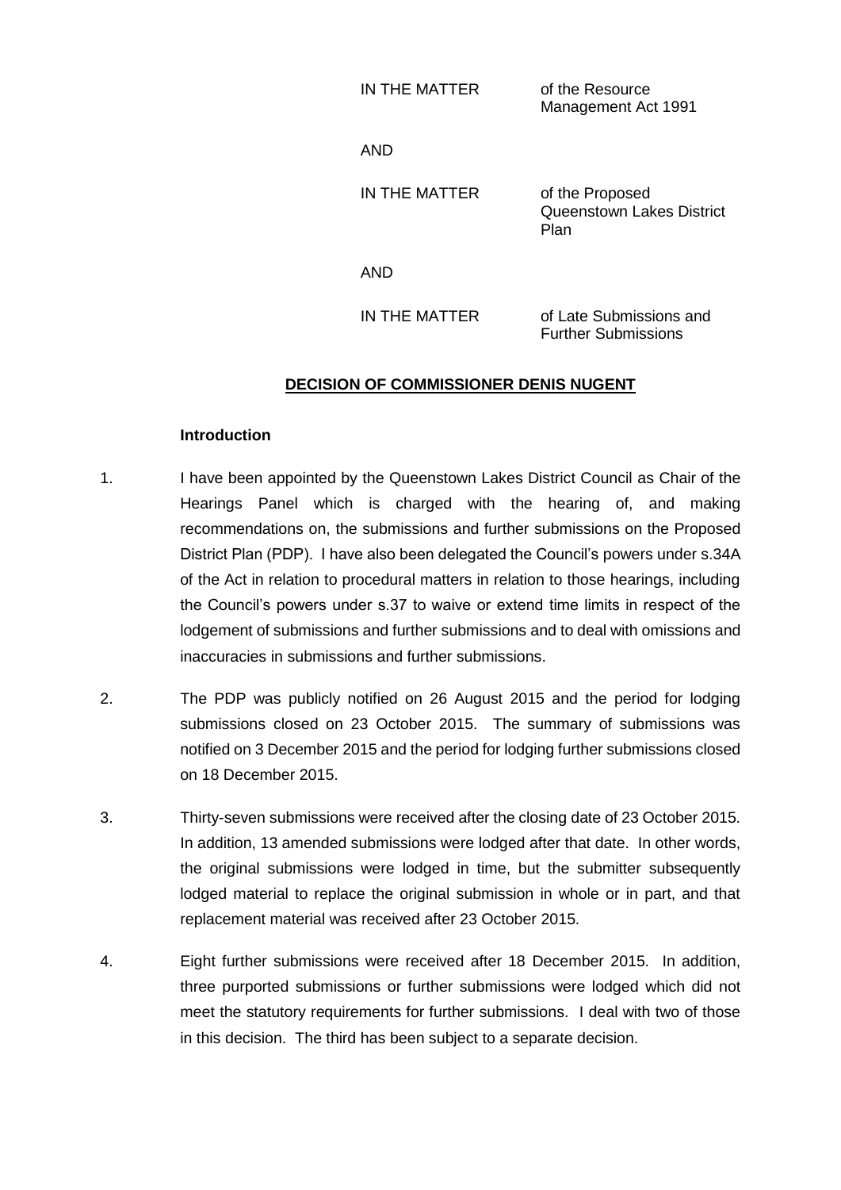| | |
|---|---|
| IN THE MATTER | of the Resource Management Act 1991 |
| AND | |
| IN THE MATTER | of the Proposed Queenstown Lakes District Plan |
| AND | |
| IN THE MATTER | of Late Submissions and Further Submissions |

## DECISION OF COMMISSIONER DENIS NUGENT

### Introduction

1. I have been appointed by the Queenstown Lakes District Council as Chair of the Hearings Panel which is charged with the hearing of, and making recommendations on, the submissions and further submissions on the Proposed District Plan (PDP). I have also been delegated the Council's powers under s.34A of the Act in relation to procedural matters in relation to those hearings, including the Council's powers under s.37 to waive or extend time limits in respect of the lodgement of submissions and further submissions and to deal with omissions and inaccuracies in submissions and further submissions.

2. The PDP was publicly notified on 26 August 2015 and the period for lodging submissions closed on 23 October 2015. The summary of submissions was notified on 3 December 2015 and the period for lodging further submissions closed on 18 December 2015.

3. Thirty-seven submissions were received after the closing date of 23 October 2015. In addition, 13 amended submissions were lodged after that date. In other words, the original submissions were lodged in time, but the submitter subsequently lodged material to replace the original submission in whole or in part, and that replacement material was received after 23 October 2015.

4. Eight further submissions were received after 18 December 2015. In addition, three purported submissions or further submissions were lodged which did not meet the statutory requirements for further submissions. I deal with two of those in this decision. The third has been subject to a separate decision.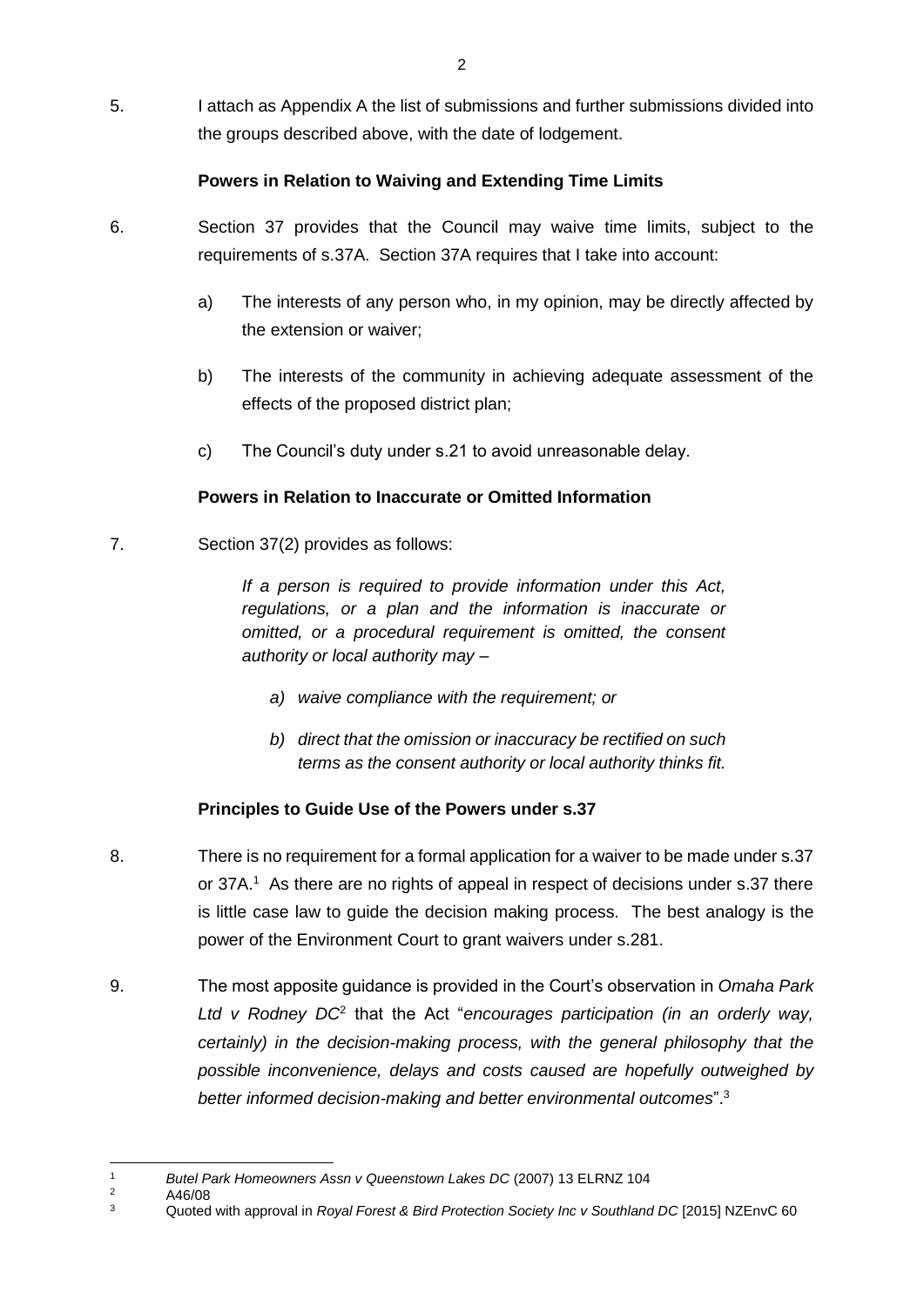5. I attach as Appendix A the list of submissions and further submissions divided into the groups described above, with the date of lodgement.

**Powers in Relation to Waiving and Extending Time Limits**

6. Section 37 provides that the Council may waive time limits, subject to the requirements of s.37A. Section 37A requires that I take into account:

   a) The interests of any person who, in my opinion, may be directly affected by the extension or waiver;

   b) The interests of the community in achieving adequate assessment of the effects of the proposed district plan;

   c) The Council's duty under s.21 to avoid unreasonable delay.

**Powers in Relation to Inaccurate or Omitted Information**

7. Section 37(2) provides as follows:

   > *If a person is required to provide information under this Act, regulations, or a plan and the information is inaccurate or omitted, or a procedural requirement is omitted, the consent authority or local authority may –*
   >
   > *a) waive compliance with the requirement; or*
   >
   > *b) direct that the omission or inaccuracy be rectified on such terms as the consent authority or local authority thinks fit.*

**Principles to Guide Use of the Powers under s.37**

8. There is no requirement for a formal application for a waiver to be made under s.37 or 37A.[1] As there are no rights of appeal in respect of decisions under s.37 there is little case law to guide the decision making process. The best analogy is the power of the Environment Court to grant waivers under s.281.

9. The most apposite guidance is provided in the Court's observation in *Omaha Park Ltd v Rodney DC*[2] that the Act "*encourages participation (in an orderly way, certainly) in the decision-making process, with the general philosophy that the possible inconvenience, delays and costs caused are hopefully outweighed by better informed decision-making and better environmental outcomes*".[3]

---

[1] *Butel Park Homeowners Assn v Queenstown Lakes DC* (2007) 13 ELRNZ 104

[2] A46/08

[3] Quoted with approval in *Royal Forest & Bird Protection Society Inc v Southland DC* [2015] NZEnvC 60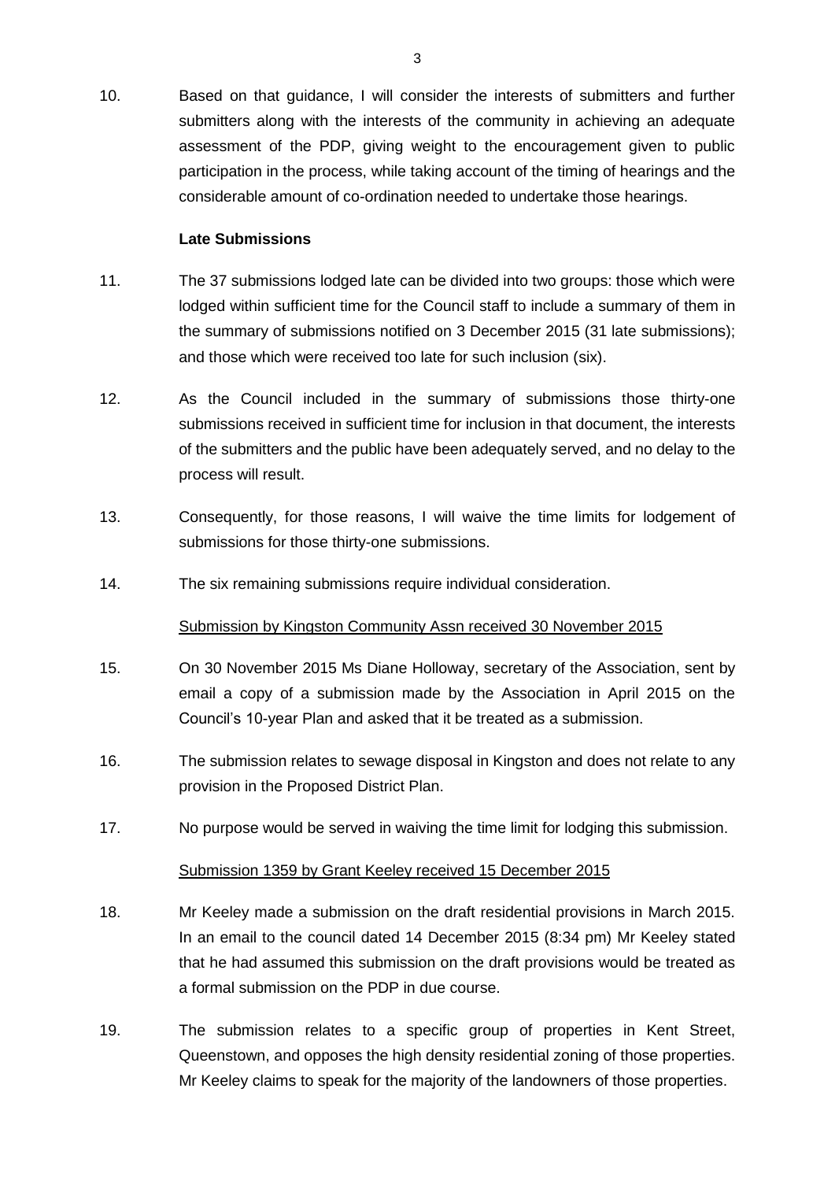10. Based on that guidance, I will consider the interests of submitters and further submitters along with the interests of the community in achieving an adequate assessment of the PDP, giving weight to the encouragement given to public participation in the process, while taking account of the timing of hearings and the considerable amount of co-ordination needed to undertake those hearings.

**Late Submissions**

11. The 37 submissions lodged late can be divided into two groups: those which were lodged within sufficient time for the Council staff to include a summary of them in the summary of submissions notified on 3 December 2015 (31 late submissions); and those which were received too late for such inclusion (six).

12. As the Council included in the summary of submissions those thirty-one submissions received in sufficient time for inclusion in that document, the interests of the submitters and the public have been adequately served, and no delay to the process will result.

13. Consequently, for those reasons, I will waive the time limits for lodgement of submissions for those thirty-one submissions.

14. The six remaining submissions require individual consideration.

Submission by Kingston Community Assn received 30 November 2015

15. On 30 November 2015 Ms Diane Holloway, secretary of the Association, sent by email a copy of a submission made by the Association in April 2015 on the Council's 10-year Plan and asked that it be treated as a submission.

16. The submission relates to sewage disposal in Kingston and does not relate to any provision in the Proposed District Plan.

17. No purpose would be served in waiving the time limit for lodging this submission.

Submission 1359 by Grant Keeley received 15 December 2015

18. Mr Keeley made a submission on the draft residential provisions in March 2015. In an email to the council dated 14 December 2015 (8:34 pm) Mr Keeley stated that he had assumed this submission on the draft provisions would be treated as a formal submission on the PDP in due course.

19. The submission relates to a specific group of properties in Kent Street, Queenstown, and opposes the high density residential zoning of those properties. Mr Keeley claims to speak for the majority of the landowners of those properties.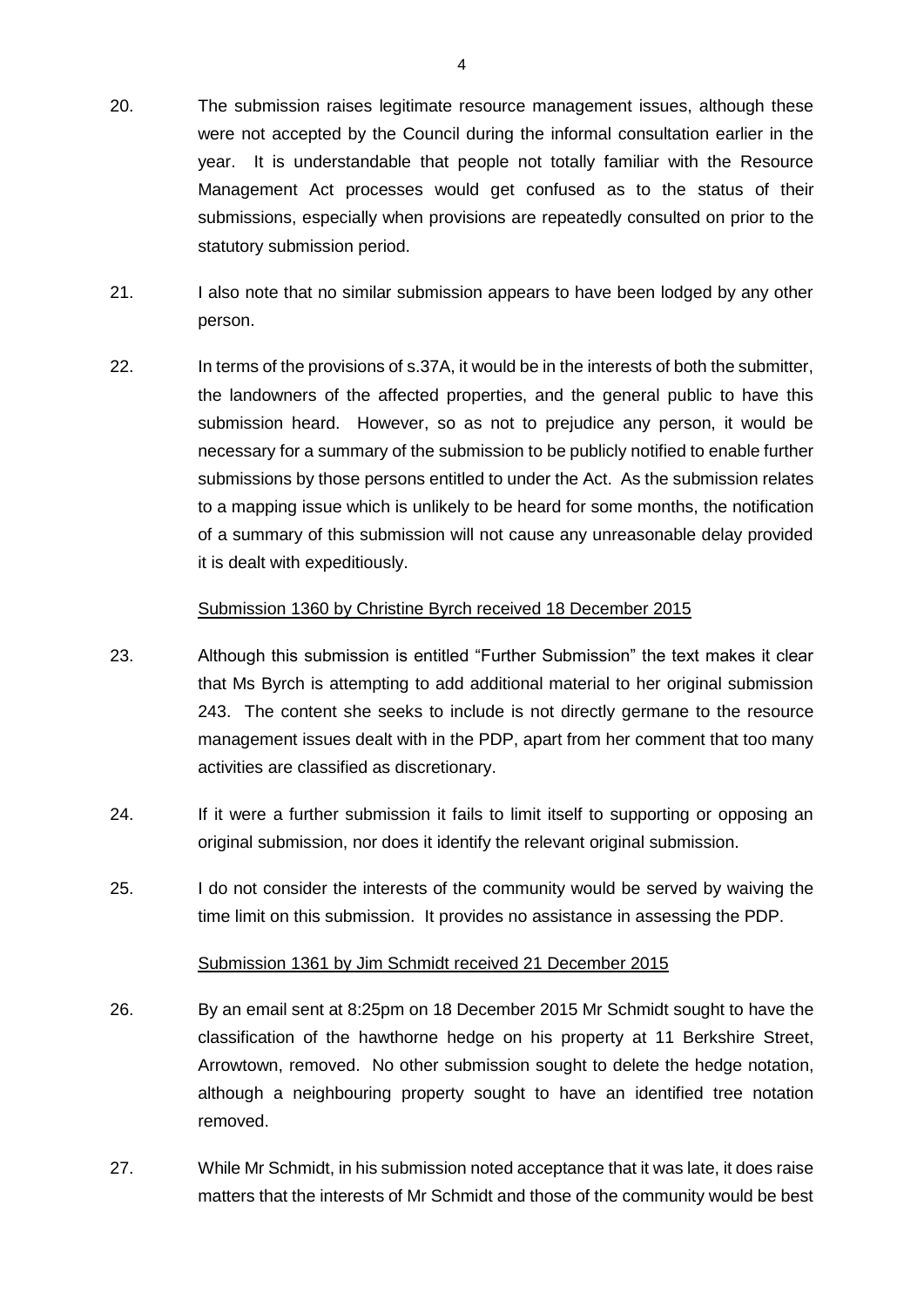20. The submission raises legitimate resource management issues, although these were not accepted by the Council during the informal consultation earlier in the year. It is understandable that people not totally familiar with the Resource Management Act processes would get confused as to the status of their submissions, especially when provisions are repeatedly consulted on prior to the statutory submission period.

21. I also note that no similar submission appears to have been lodged by any other person.

22. In terms of the provisions of s.37A, it would be in the interests of both the submitter, the landowners of the affected properties, and the general public to have this submission heard. However, so as not to prejudice any person, it would be necessary for a summary of the submission to be publicly notified to enable further submissions by those persons entitled to under the Act. As the submission relates to a mapping issue which is unlikely to be heard for some months, the notification of a summary of this submission will not cause any unreasonable delay provided it is dealt with expeditiously.

<u>Submission 1360 by Christine Byrch received 18 December 2015</u>

23. Although this submission is entitled "Further Submission" the text makes it clear that Ms Byrch is attempting to add additional material to her original submission 243. The content she seeks to include is not directly germane to the resource management issues dealt with in the PDP, apart from her comment that too many activities are classified as discretionary.

24. If it were a further submission it fails to limit itself to supporting or opposing an original submission, nor does it identify the relevant original submission.

25. I do not consider the interests of the community would be served by waiving the time limit on this submission. It provides no assistance in assessing the PDP.

<u>Submission 1361 by Jim Schmidt received 21 December 2015</u>

26. By an email sent at 8:25pm on 18 December 2015 Mr Schmidt sought to have the classification of the hawthorne hedge on his property at 11 Berkshire Street, Arrowtown, removed. No other submission sought to delete the hedge notation, although a neighbouring property sought to have an identified tree notation removed.

27. While Mr Schmidt, in his submission noted acceptance that it was late, it does raise matters that the interests of Mr Schmidt and those of the community would be best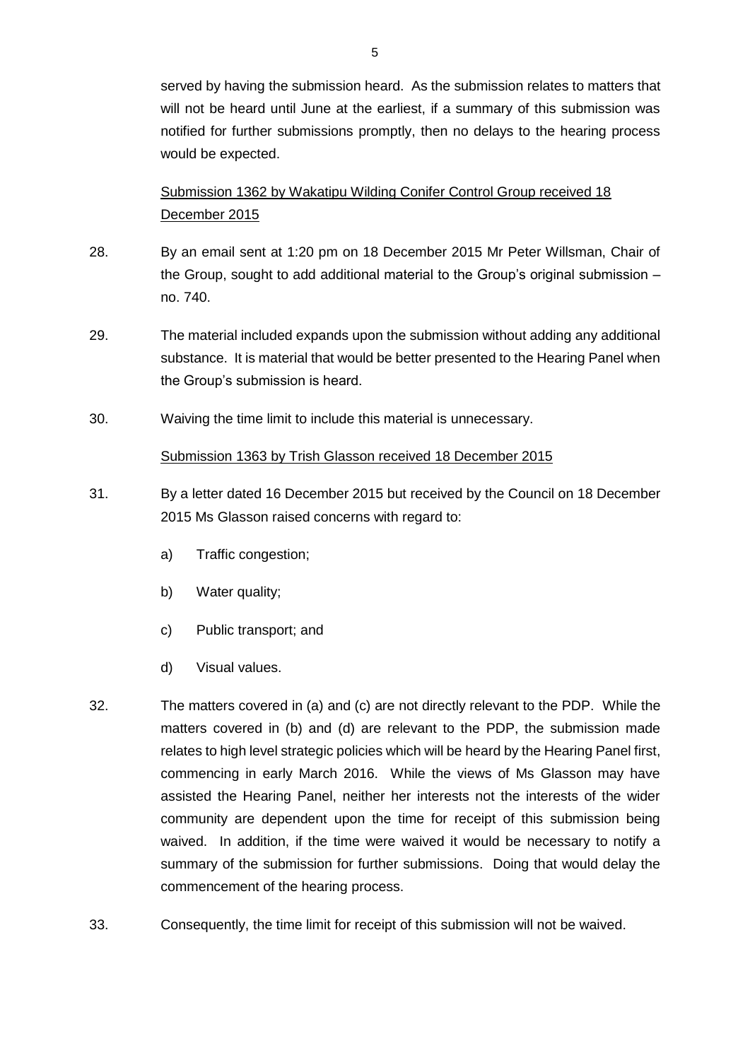served by having the submission heard. As the submission relates to matters that will not be heard until June at the earliest, if a summary of this submission was notified for further submissions promptly, then no delays to the hearing process would be expected.

<u>Submission 1362 by Wakatipu Wilding Conifer Control Group received 18 December 2015</u>

28. By an email sent at 1:20 pm on 18 December 2015 Mr Peter Willsman, Chair of the Group, sought to add additional material to the Group's original submission – no. 740.

29. The material included expands upon the submission without adding any additional substance. It is material that would be better presented to the Hearing Panel when the Group's submission is heard.

30. Waiving the time limit to include this material is unnecessary.

<u>Submission 1363 by Trish Glasson received 18 December 2015</u>

31. By a letter dated 16 December 2015 but received by the Council on 18 December 2015 Ms Glasson raised concerns with regard to:

    a) Traffic congestion;

    b) Water quality;

    c) Public transport; and

    d) Visual values.

32. The matters covered in (a) and (c) are not directly relevant to the PDP. While the matters covered in (b) and (d) are relevant to the PDP, the submission made relates to high level strategic policies which will be heard by the Hearing Panel first, commencing in early March 2016. While the views of Ms Glasson may have assisted the Hearing Panel, neither her interests not the interests of the wider community are dependent upon the time for receipt of this submission being waived. In addition, if the time were waived it would be necessary to notify a summary of the submission for further submissions. Doing that would delay the commencement of the hearing process.

33. Consequently, the time limit for receipt of this submission will not be waived.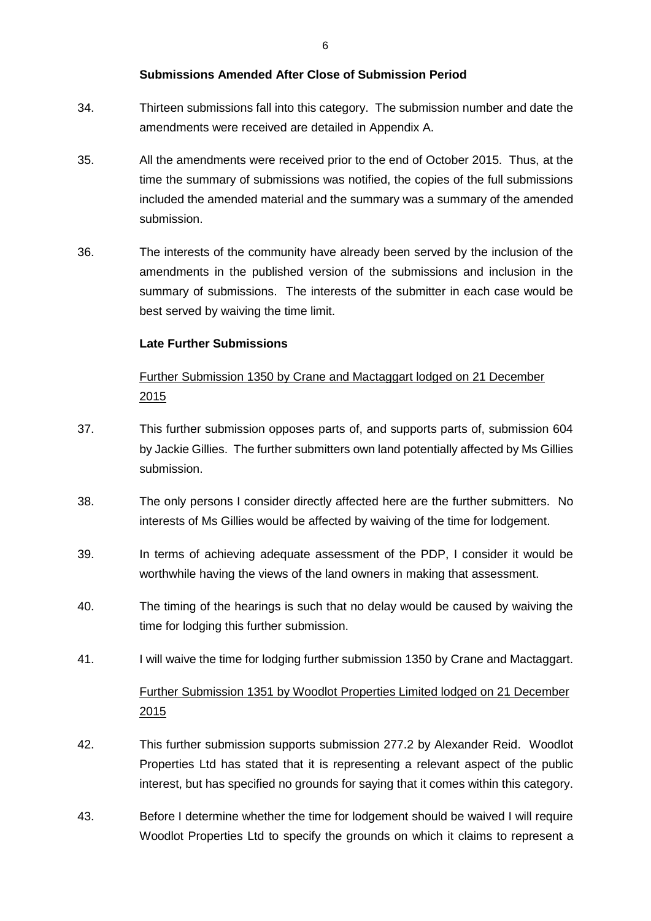**Submissions Amended After Close of Submission Period**

34. Thirteen submissions fall into this category. The submission number and date the amendments were received are detailed in Appendix A.

35. All the amendments were received prior to the end of October 2015. Thus, at the time the summary of submissions was notified, the copies of the full submissions included the amended material and the summary was a summary of the amended submission.

36. The interests of the community have already been served by the inclusion of the amendments in the published version of the submissions and inclusion in the summary of submissions. The interests of the submitter in each case would be best served by waiving the time limit.

**Late Further Submissions**

<u>Further Submission 1350 by Crane and Mactaggart lodged on 21 December 2015</u>

37. This further submission opposes parts of, and supports parts of, submission 604 by Jackie Gillies. The further submitters own land potentially affected by Ms Gillies submission.

38. The only persons I consider directly affected here are the further submitters. No interests of Ms Gillies would be affected by waiving of the time for lodgement.

39. In terms of achieving adequate assessment of the PDP, I consider it would be worthwhile having the views of the land owners in making that assessment.

40. The timing of the hearings is such that no delay would be caused by waiving the time for lodging this further submission.

41. I will waive the time for lodging further submission 1350 by Crane and Mactaggart.

<u>Further Submission 1351 by Woodlot Properties Limited lodged on 21 December 2015</u>

42. This further submission supports submission 277.2 by Alexander Reid. Woodlot Properties Ltd has stated that it is representing a relevant aspect of the public interest, but has specified no grounds for saying that it comes within this category.

43. Before I determine whether the time for lodgement should be waived I will require Woodlot Properties Ltd to specify the grounds on which it claims to represent a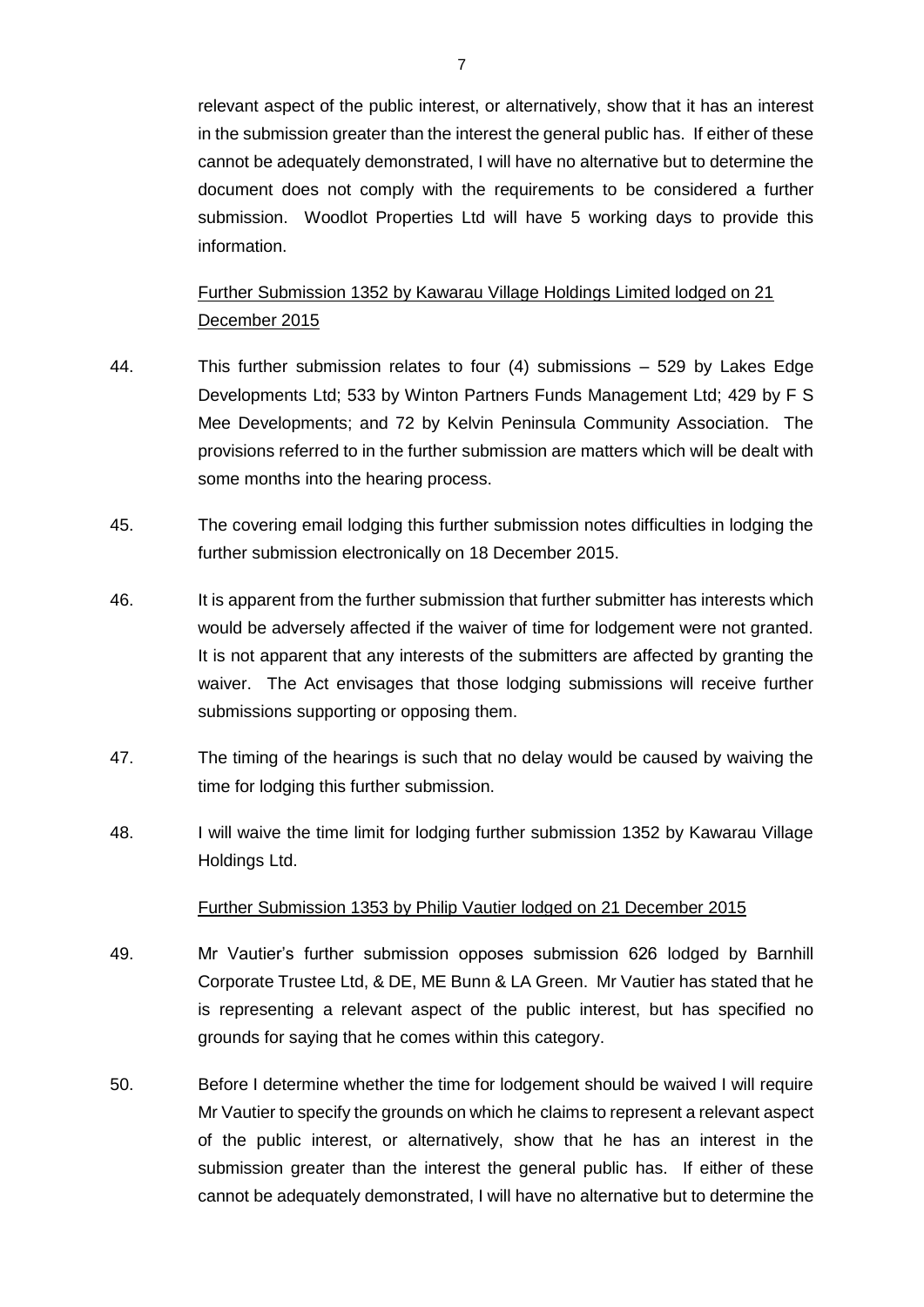relevant aspect of the public interest, or alternatively, show that it has an interest in the submission greater than the interest the general public has. If either of these cannot be adequately demonstrated, I will have no alternative but to determine the document does not comply with the requirements to be considered a further submission. Woodlot Properties Ltd will have 5 working days to provide this information.

Further Submission 1352 by Kawarau Village Holdings Limited lodged on 21 December 2015

44. This further submission relates to four (4) submissions – 529 by Lakes Edge Developments Ltd; 533 by Winton Partners Funds Management Ltd; 429 by F S Mee Developments; and 72 by Kelvin Peninsula Community Association. The provisions referred to in the further submission are matters which will be dealt with some months into the hearing process.

45. The covering email lodging this further submission notes difficulties in lodging the further submission electronically on 18 December 2015.

46. It is apparent from the further submission that further submitter has interests which would be adversely affected if the waiver of time for lodgement were not granted. It is not apparent that any interests of the submitters are affected by granting the waiver. The Act envisages that those lodging submissions will receive further submissions supporting or opposing them.

47. The timing of the hearings is such that no delay would be caused by waiving the time for lodging this further submission.

48. I will waive the time limit for lodging further submission 1352 by Kawarau Village Holdings Ltd.

Further Submission 1353 by Philip Vautier lodged on 21 December 2015

49. Mr Vautier's further submission opposes submission 626 lodged by Barnhill Corporate Trustee Ltd, & DE, ME Bunn & LA Green. Mr Vautier has stated that he is representing a relevant aspect of the public interest, but has specified no grounds for saying that he comes within this category.

50. Before I determine whether the time for lodgement should be waived I will require Mr Vautier to specify the grounds on which he claims to represent a relevant aspect of the public interest, or alternatively, show that he has an interest in the submission greater than the interest the general public has. If either of these cannot be adequately demonstrated, I will have no alternative but to determine the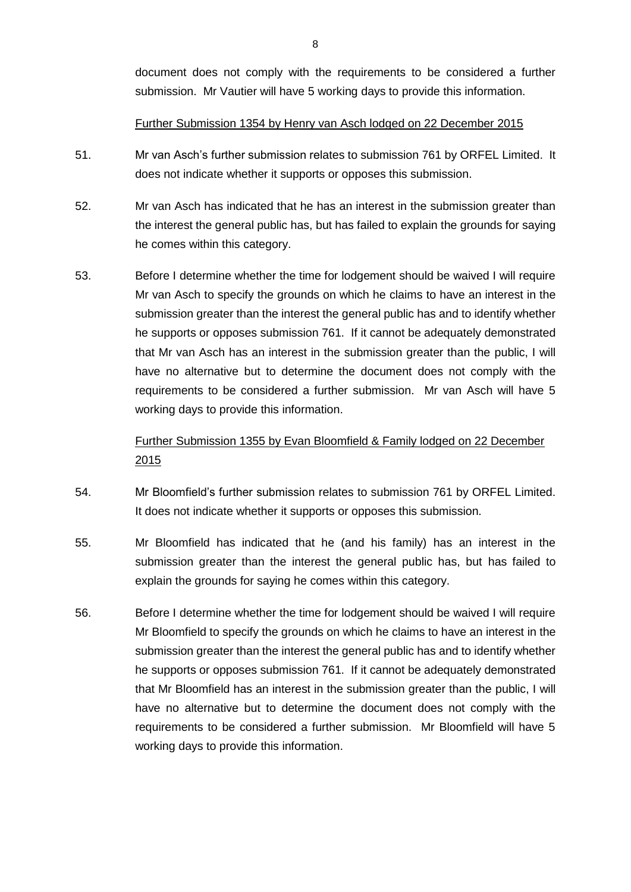document does not comply with the requirements to be considered a further submission. Mr Vautier will have 5 working days to provide this information.

Further Submission 1354 by Henry van Asch lodged on 22 December 2015

51. Mr van Asch's further submission relates to submission 761 by ORFEL Limited. It does not indicate whether it supports or opposes this submission.

52. Mr van Asch has indicated that he has an interest in the submission greater than the interest the general public has, but has failed to explain the grounds for saying he comes within this category.

53. Before I determine whether the time for lodgement should be waived I will require Mr van Asch to specify the grounds on which he claims to have an interest in the submission greater than the interest the general public has and to identify whether he supports or opposes submission 761. If it cannot be adequately demonstrated that Mr van Asch has an interest in the submission greater than the public, I will have no alternative but to determine the document does not comply with the requirements to be considered a further submission. Mr van Asch will have 5 working days to provide this information.

Further Submission 1355 by Evan Bloomfield & Family lodged on 22 December 2015

54. Mr Bloomfield's further submission relates to submission 761 by ORFEL Limited. It does not indicate whether it supports or opposes this submission.

55. Mr Bloomfield has indicated that he (and his family) has an interest in the submission greater than the interest the general public has, but has failed to explain the grounds for saying he comes within this category.

56. Before I determine whether the time for lodgement should be waived I will require Mr Bloomfield to specify the grounds on which he claims to have an interest in the submission greater than the interest the general public has and to identify whether he supports or opposes submission 761. If it cannot be adequately demonstrated that Mr Bloomfield has an interest in the submission greater than the public, I will have no alternative but to determine the document does not comply with the requirements to be considered a further submission. Mr Bloomfield will have 5 working days to provide this information.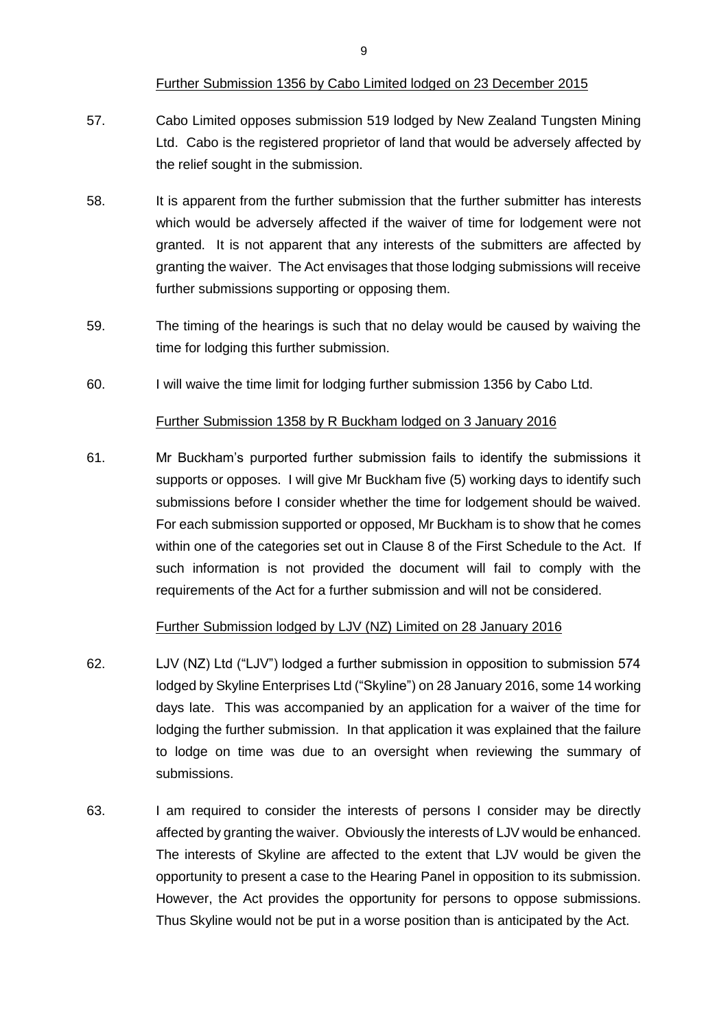Further Submission 1356 by Cabo Limited lodged on 23 December 2015

57. Cabo Limited opposes submission 519 lodged by New Zealand Tungsten Mining Ltd. Cabo is the registered proprietor of land that would be adversely affected by the relief sought in the submission.

58. It is apparent from the further submission that the further submitter has interests which would be adversely affected if the waiver of time for lodgement were not granted. It is not apparent that any interests of the submitters are affected by granting the waiver. The Act envisages that those lodging submissions will receive further submissions supporting or opposing them.

59. The timing of the hearings is such that no delay would be caused by waiving the time for lodging this further submission.

60. I will waive the time limit for lodging further submission 1356 by Cabo Ltd.

Further Submission 1358 by R Buckham lodged on 3 January 2016

61. Mr Buckham's purported further submission fails to identify the submissions it supports or opposes. I will give Mr Buckham five (5) working days to identify such submissions before I consider whether the time for lodgement should be waived. For each submission supported or opposed, Mr Buckham is to show that he comes within one of the categories set out in Clause 8 of the First Schedule to the Act. If such information is not provided the document will fail to comply with the requirements of the Act for a further submission and will not be considered.

Further Submission lodged by LJV (NZ) Limited on 28 January 2016

62. LJV (NZ) Ltd ("LJV") lodged a further submission in opposition to submission 574 lodged by Skyline Enterprises Ltd ("Skyline") on 28 January 2016, some 14 working days late. This was accompanied by an application for a waiver of the time for lodging the further submission. In that application it was explained that the failure to lodge on time was due to an oversight when reviewing the summary of submissions.

63. I am required to consider the interests of persons I consider may be directly affected by granting the waiver. Obviously the interests of LJV would be enhanced. The interests of Skyline are affected to the extent that LJV would be given the opportunity to present a case to the Hearing Panel in opposition to its submission. However, the Act provides the opportunity for persons to oppose submissions. Thus Skyline would not be put in a worse position than is anticipated by the Act.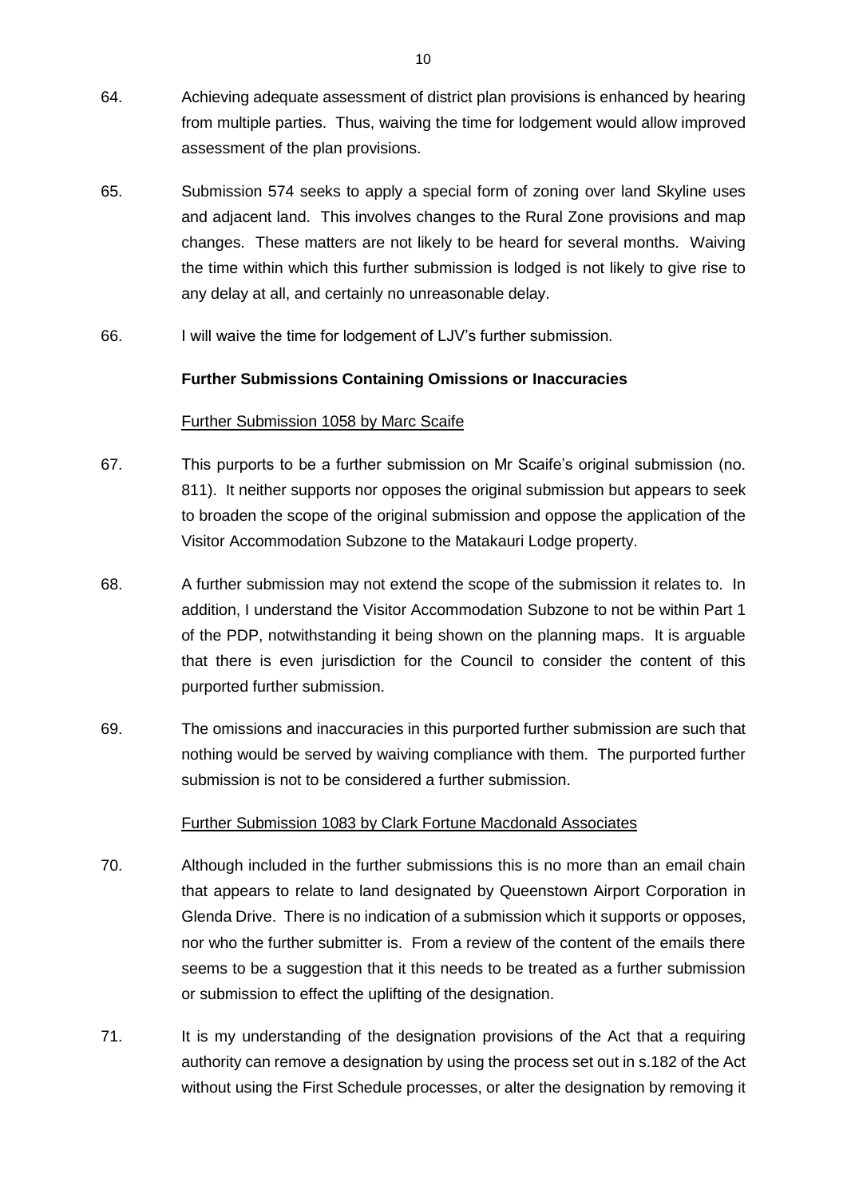64. Achieving adequate assessment of district plan provisions is enhanced by hearing from multiple parties. Thus, waiving the time for lodgement would allow improved assessment of the plan provisions.

65. Submission 574 seeks to apply a special form of zoning over land Skyline uses and adjacent land. This involves changes to the Rural Zone provisions and map changes. These matters are not likely to be heard for several months. Waiving the time within which this further submission is lodged is not likely to give rise to any delay at all, and certainly no unreasonable delay.

66. I will waive the time for lodgement of LJV's further submission.

**Further Submissions Containing Omissions or Inaccuracies**

Further Submission 1058 by Marc Scaife

67. This purports to be a further submission on Mr Scaife's original submission (no. 811). It neither supports nor opposes the original submission but appears to seek to broaden the scope of the original submission and oppose the application of the Visitor Accommodation Subzone to the Matakauri Lodge property.

68. A further submission may not extend the scope of the submission it relates to. In addition, I understand the Visitor Accommodation Subzone to not be within Part 1 of the PDP, notwithstanding it being shown on the planning maps. It is arguable that there is even jurisdiction for the Council to consider the content of this purported further submission.

69. The omissions and inaccuracies in this purported further submission are such that nothing would be served by waiving compliance with them. The purported further submission is not to be considered a further submission.

Further Submission 1083 by Clark Fortune Macdonald Associates

70. Although included in the further submissions this is no more than an email chain that appears to relate to land designated by Queenstown Airport Corporation in Glenda Drive. There is no indication of a submission which it supports or opposes, nor who the further submitter is. From a review of the content of the emails there seems to be a suggestion that it this needs to be treated as a further submission or submission to effect the uplifting of the designation.

71. It is my understanding of the designation provisions of the Act that a requiring authority can remove a designation by using the process set out in s.182 of the Act without using the First Schedule processes, or alter the designation by removing it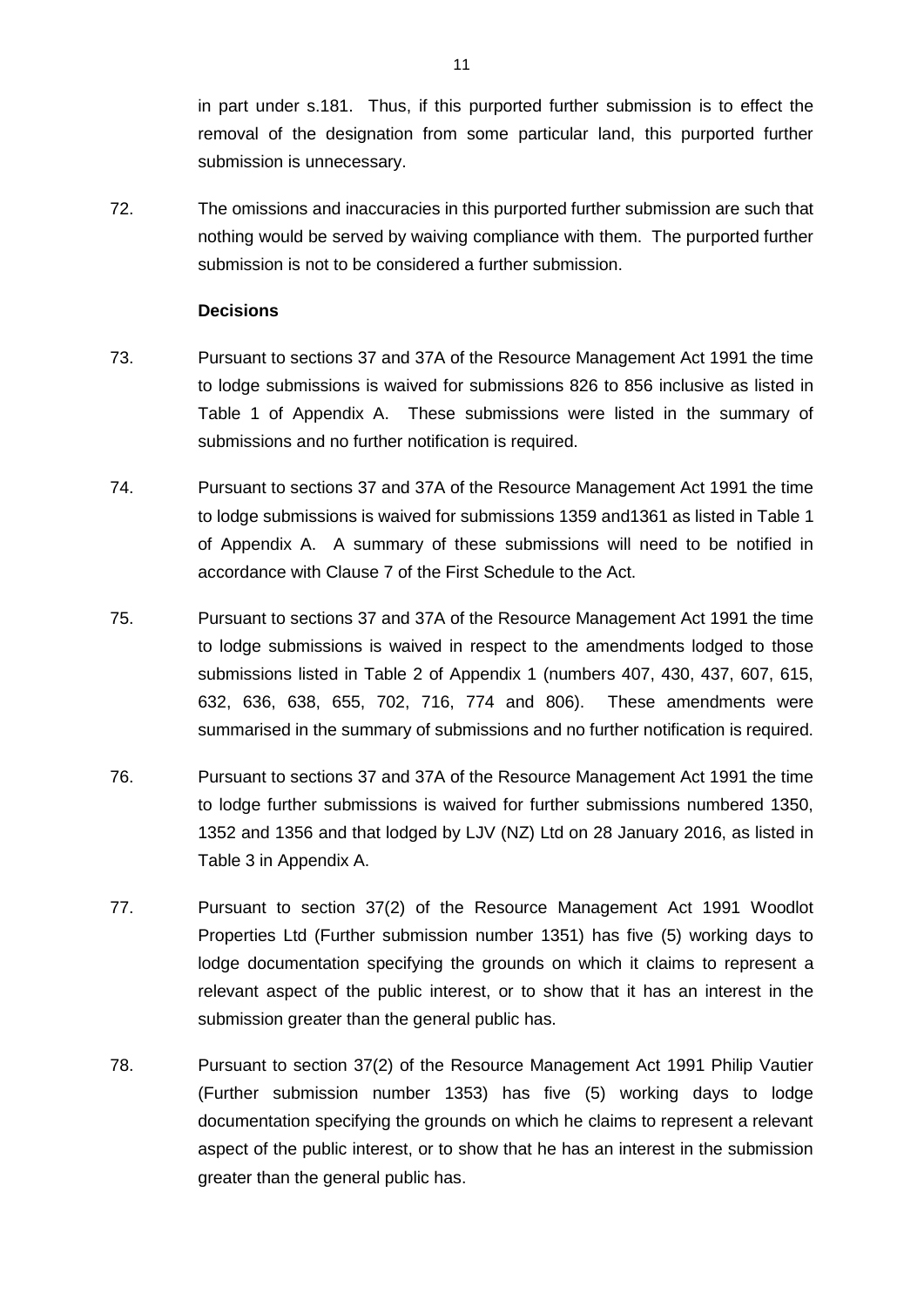in part under s.181. Thus, if this purported further submission is to effect the removal of the designation from some particular land, this purported further submission is unnecessary.

72. The omissions and inaccuracies in this purported further submission are such that nothing would be served by waiving compliance with them. The purported further submission is not to be considered a further submission.

**Decisions**

73. Pursuant to sections 37 and 37A of the Resource Management Act 1991 the time to lodge submissions is waived for submissions 826 to 856 inclusive as listed in Table 1 of Appendix A. These submissions were listed in the summary of submissions and no further notification is required.

74. Pursuant to sections 37 and 37A of the Resource Management Act 1991 the time to lodge submissions is waived for submissions 1359 and1361 as listed in Table 1 of Appendix A. A summary of these submissions will need to be notified in accordance with Clause 7 of the First Schedule to the Act.

75. Pursuant to sections 37 and 37A of the Resource Management Act 1991 the time to lodge submissions is waived in respect to the amendments lodged to those submissions listed in Table 2 of Appendix 1 (numbers 407, 430, 437, 607, 615, 632, 636, 638, 655, 702, 716, 774 and 806). These amendments were summarised in the summary of submissions and no further notification is required.

76. Pursuant to sections 37 and 37A of the Resource Management Act 1991 the time to lodge further submissions is waived for further submissions numbered 1350, 1352 and 1356 and that lodged by LJV (NZ) Ltd on 28 January 2016, as listed in Table 3 in Appendix A.

77. Pursuant to section 37(2) of the Resource Management Act 1991 Woodlot Properties Ltd (Further submission number 1351) has five (5) working days to lodge documentation specifying the grounds on which it claims to represent a relevant aspect of the public interest, or to show that it has an interest in the submission greater than the general public has.

78. Pursuant to section 37(2) of the Resource Management Act 1991 Philip Vautier (Further submission number 1353) has five (5) working days to lodge documentation specifying the grounds on which he claims to represent a relevant aspect of the public interest, or to show that he has an interest in the submission greater than the general public has.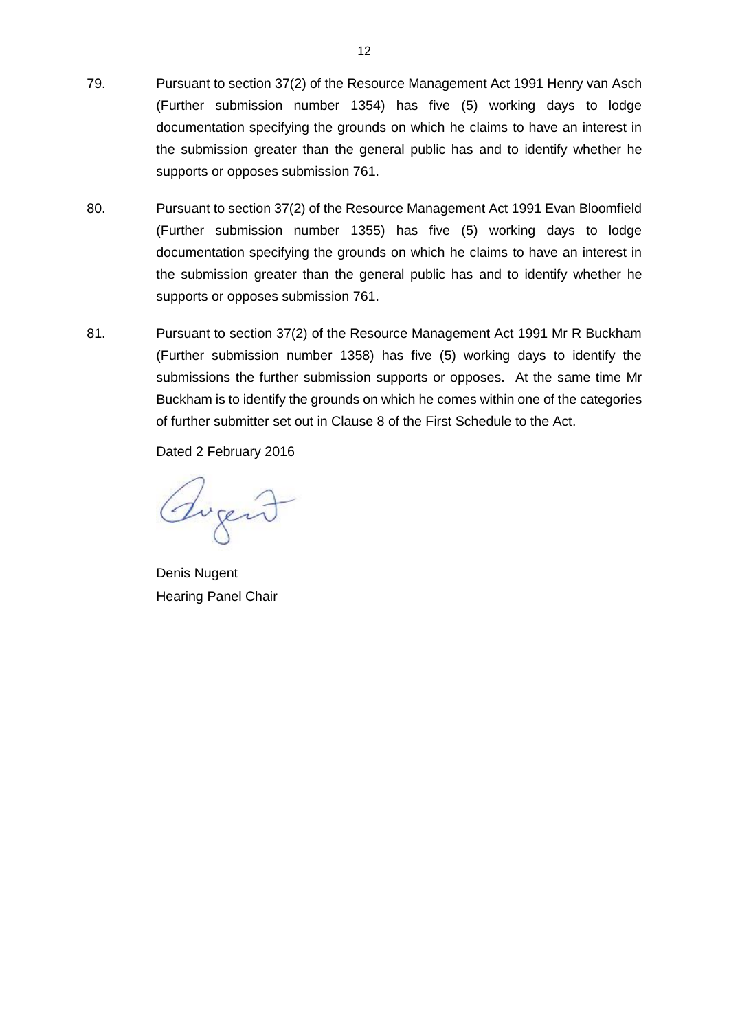79. Pursuant to section 37(2) of the Resource Management Act 1991 Henry van Asch (Further submission number 1354) has five (5) working days to lodge documentation specifying the grounds on which he claims to have an interest in the submission greater than the general public has and to identify whether he supports or opposes submission 761.

80. Pursuant to section 37(2) of the Resource Management Act 1991 Evan Bloomfield (Further submission number 1355) has five (5) working days to lodge documentation specifying the grounds on which he claims to have an interest in the submission greater than the general public has and to identify whether he supports or opposes submission 761.

81. Pursuant to section 37(2) of the Resource Management Act 1991 Mr R Buckham (Further submission number 1358) has five (5) working days to identify the submissions the further submission supports or opposes. At the same time Mr Buckham is to identify the grounds on which he comes within one of the categories of further submitter set out in Clause 8 of the First Schedule to the Act.

Dated 2 February 2016

Denis Nugent
Hearing Panel Chair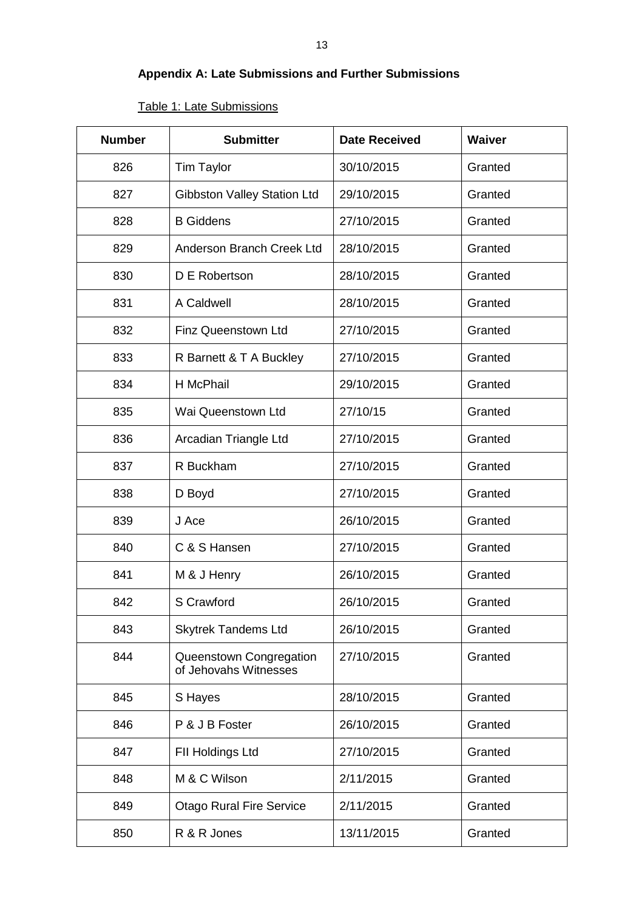## Appendix A: Late Submissions and Further Submissions

Table 1: Late Submissions

| Number | Submitter | Date Received | Waiver |
|---|---|---|---|
| 826 | Tim Taylor | 30/10/2015 | Granted |
| 827 | Gibbston Valley Station Ltd | 29/10/2015 | Granted |
| 828 | B Giddens | 27/10/2015 | Granted |
| 829 | Anderson Branch Creek Ltd | 28/10/2015 | Granted |
| 830 | D E Robertson | 28/10/2015 | Granted |
| 831 | A Caldwell | 28/10/2015 | Granted |
| 832 | Finz Queenstown Ltd | 27/10/2015 | Granted |
| 833 | R Barnett & T A Buckley | 27/10/2015 | Granted |
| 834 | H McPhail | 29/10/2015 | Granted |
| 835 | Wai Queenstown Ltd | 27/10/15 | Granted |
| 836 | Arcadian Triangle Ltd | 27/10/2015 | Granted |
| 837 | R Buckham | 27/10/2015 | Granted |
| 838 | D Boyd | 27/10/2015 | Granted |
| 839 | J Ace | 26/10/2015 | Granted |
| 840 | C & S Hansen | 27/10/2015 | Granted |
| 841 | M & J Henry | 26/10/2015 | Granted |
| 842 | S Crawford | 26/10/2015 | Granted |
| 843 | Skytrek Tandems Ltd | 26/10/2015 | Granted |
| 844 | Queenstown Congregation of Jehovahs Witnesses | 27/10/2015 | Granted |
| 845 | S Hayes | 28/10/2015 | Granted |
| 846 | P & J B Foster | 26/10/2015 | Granted |
| 847 | FII Holdings Ltd | 27/10/2015 | Granted |
| 848 | M & C Wilson | 2/11/2015 | Granted |
| 849 | Otago Rural Fire Service | 2/11/2015 | Granted |
| 850 | R & R Jones | 13/11/2015 | Granted |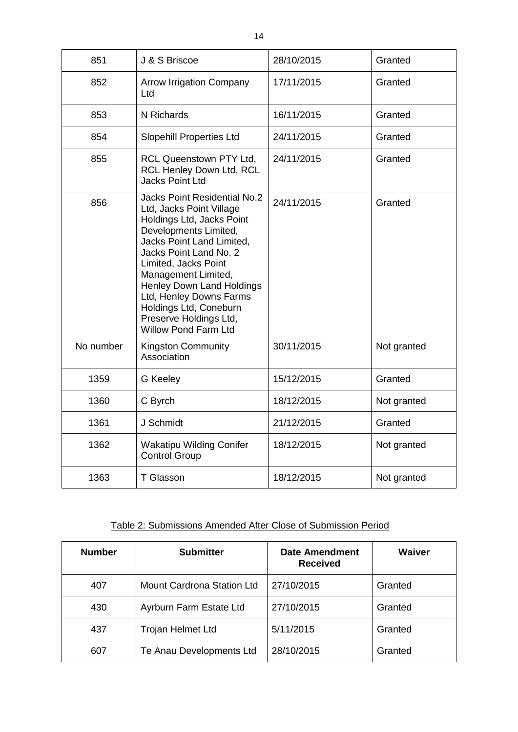| | | | |
|---|---|---|---|
| 851 | J & S Briscoe | 28/10/2015 | Granted |
| 852 | Arrow Irrigation Company Ltd | 17/11/2015 | Granted |
| 853 | N Richards | 16/11/2015 | Granted |
| 854 | Slopehill Properties Ltd | 24/11/2015 | Granted |
| 855 | RCL Queenstown PTY Ltd, RCL Henley Down Ltd, RCL Jacks Point Ltd | 24/11/2015 | Granted |
| 856 | Jacks Point Residential No.2 Ltd, Jacks Point Village Holdings Ltd, Jacks Point Developments Limited, Jacks Point Land Limited, Jacks Point Land No. 2 Limited, Jacks Point Management Limited, Henley Down Land Holdings Ltd, Henley Downs Farms Holdings Ltd, Coneburn Preserve Holdings Ltd, Willow Pond Farm Ltd | 24/11/2015 | Granted |
| No number | Kingston Community Association | 30/11/2015 | Not granted |
| 1359 | G Keeley | 15/12/2015 | Granted |
| 1360 | C Byrch | 18/12/2015 | Not granted |
| 1361 | J Schmidt | 21/12/2015 | Granted |
| 1362 | Wakatipu Wilding Conifer Control Group | 18/12/2015 | Not granted |
| 1363 | T Glasson | 18/12/2015 | Not granted |

Table 2: Submissions Amended After Close of Submission Period

| Number | Submitter | Date Amendment Received | Waiver |
|---|---|---|---|
| 407 | Mount Cardrona Station Ltd | 27/10/2015 | Granted |
| 430 | Ayrburn Farm Estate Ltd | 27/10/2015 | Granted |
| 437 | Trojan Helmet Ltd | 5/11/2015 | Granted |
| 607 | Te Anau Developments Ltd | 28/10/2015 | Granted |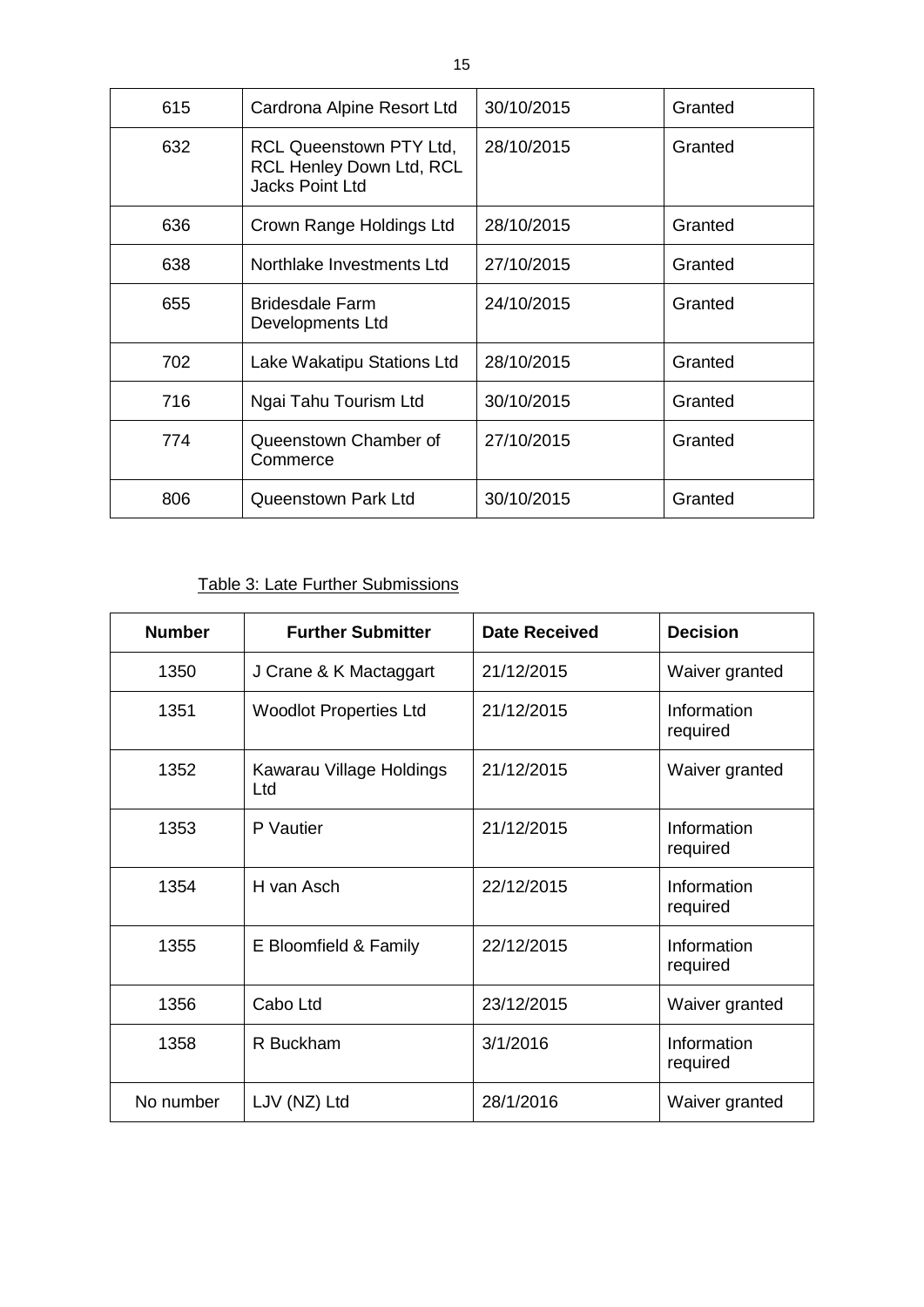| 615 | Cardrona Alpine Resort Ltd | 30/10/2015 | Granted |
|---|---|---|---|
| 632 | RCL Queenstown PTY Ltd, RCL Henley Down Ltd, RCL Jacks Point Ltd | 28/10/2015 | Granted |
| 636 | Crown Range Holdings Ltd | 28/10/2015 | Granted |
| 638 | Northlake Investments Ltd | 27/10/2015 | Granted |
| 655 | Bridesdale Farm Developments Ltd | 24/10/2015 | Granted |
| 702 | Lake Wakatipu Stations Ltd | 28/10/2015 | Granted |
| 716 | Ngai Tahu Tourism Ltd | 30/10/2015 | Granted |
| 774 | Queenstown Chamber of Commerce | 27/10/2015 | Granted |
| 806 | Queenstown Park Ltd | 30/10/2015 | Granted |

Table 3: Late Further Submissions

| Number | Further Submitter | Date Received | Decision |
|---|---|---|---|
| 1350 | J Crane & K Mactaggart | 21/12/2015 | Waiver granted |
| 1351 | Woodlot Properties Ltd | 21/12/2015 | Information required |
| 1352 | Kawarau Village Holdings Ltd | 21/12/2015 | Waiver granted |
| 1353 | P Vautier | 21/12/2015 | Information required |
| 1354 | H van Asch | 22/12/2015 | Information required |
| 1355 | E Bloomfield & Family | 22/12/2015 | Information required |
| 1356 | Cabo Ltd | 23/12/2015 | Waiver granted |
| 1358 | R Buckham | 3/1/2016 | Information required |
| No number | LJV (NZ) Ltd | 28/1/2016 | Waiver granted |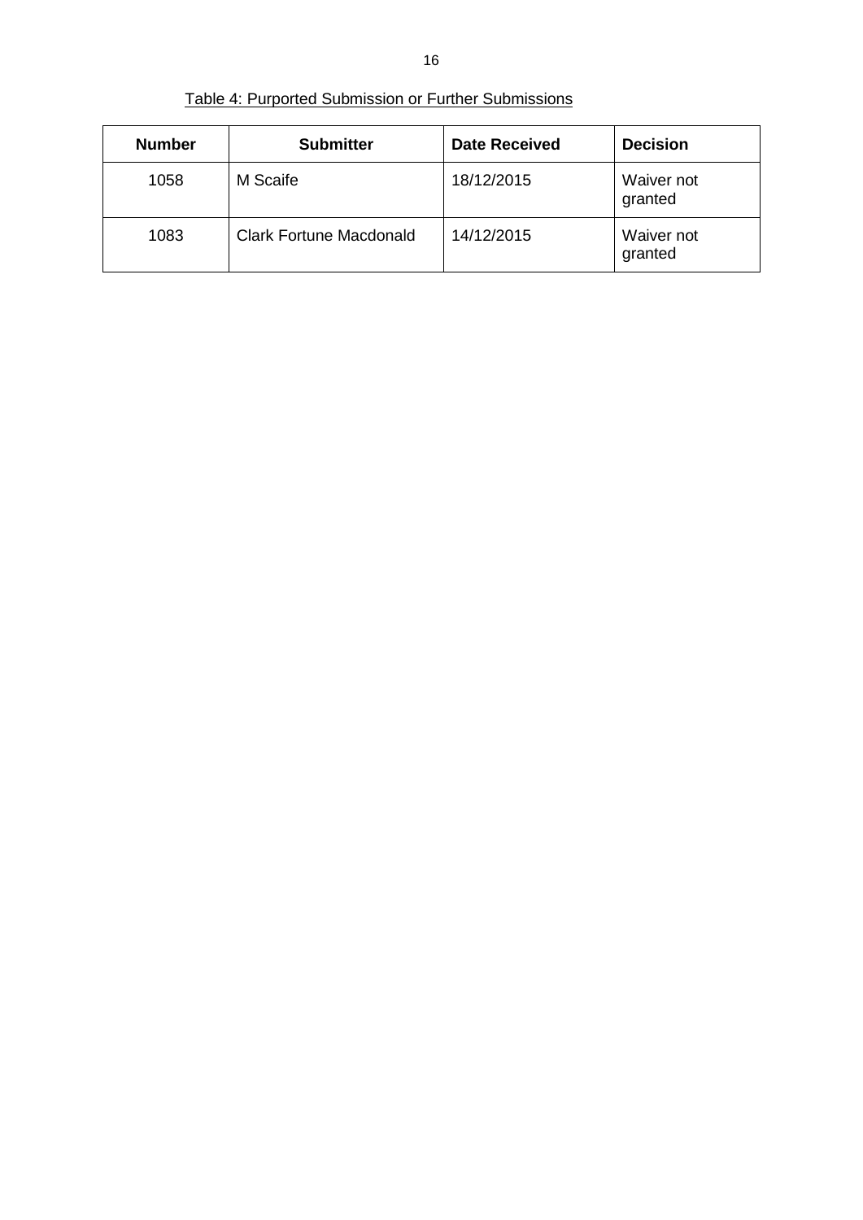Table 4: Purported Submission or Further Submissions

| Number | Submitter | Date Received | Decision |
|---|---|---|---|
| 1058 | M Scaife | 18/12/2015 | Waiver not granted |
| 1083 | Clark Fortune Macdonald | 14/12/2015 | Waiver not granted |